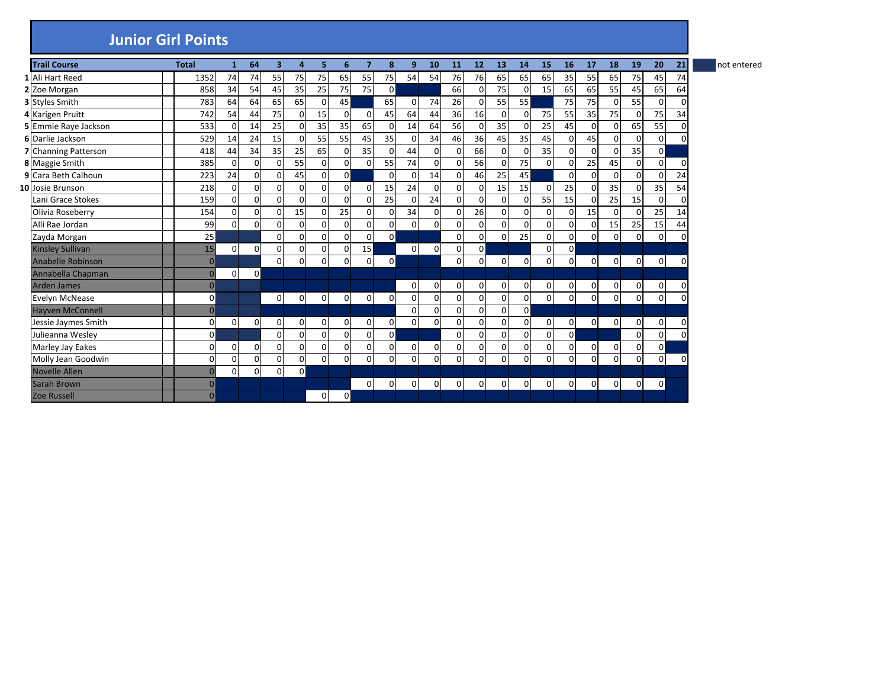# Junior Girl Points

| | Trail Course | Total | 1 | 64 | 3 | 4 | 5 | 6 | 7 | 8 | 9 | 10 | 11 | 12 | 13 | 14 | 15 | 16 | 17 | 18 | 19 | 20 | 21 |
|---|---|---|---|---|---|---|---|---|---|---|---|---|---|---|---|---|---|---|---|---|---|---|---|
| 1 | Ali Hart Reed | 1352 | 74 | 74 | 55 | 75 | 75 | 65 | 55 | 75 | 54 | 54 | 76 | 76 | 65 | 65 | 65 | 35 | 55 | 65 | 75 | 45 | 74 |
| 2 | Zoe Morgan | 858 | 34 | 54 | 45 | 35 | 25 | 75 | 75 | 0 | | | 66 | 0 | 75 | 0 | 15 | 65 | 65 | 55 | 45 | 65 | 64 |
| 3 | Styles Smith | 783 | 64 | 64 | 65 | 65 | 0 | 45 | | 65 | 0 | 74 | 26 | 0 | 55 | 55 | | 75 | 75 | 0 | 55 | 0 | 0 |
| 4 | Karigen Pruitt | 742 | 54 | 44 | 75 | 0 | 15 | 0 | 0 | 45 | 64 | 44 | 36 | 16 | 0 | 0 | 75 | 55 | 35 | 75 | 0 | 75 | 34 |
| 5 | Emmie Raye Jackson | 533 | 0 | 14 | 25 | 0 | 35 | 35 | 65 | 0 | 14 | 64 | 56 | 0 | 35 | 0 | 25 | 45 | 0 | 0 | 65 | 55 | 0 |
| 6 | Darlie Jackson | 529 | 14 | 24 | 15 | 0 | 55 | 55 | 45 | 35 | 0 | 34 | 46 | 36 | 45 | 35 | 45 | 0 | 45 | 0 | 0 | 0 | 0 |
| 7 | Channing Patterson | 418 | 44 | 34 | 35 | 25 | 65 | 0 | 35 | 0 | 44 | 0 | 0 | 66 | 0 | 0 | 35 | 0 | 0 | 0 | 35 | 0 | |
| 8 | Maggie Smith | 385 | 0 | 0 | 0 | 55 | 0 | 0 | 0 | 55 | 74 | 0 | 0 | 56 | 0 | 75 | 0 | 0 | 25 | 45 | 0 | 0 | 0 |
| 9 | Cara Beth Calhoun | 223 | 24 | 0 | 0 | 45 | 0 | 0 | | 0 | 0 | 14 | 0 | 46 | 25 | 45 | | 0 | 0 | 0 | 0 | 0 | 24 |
| 10 | Josie Brunson | 218 | 0 | 0 | 0 | 0 | 0 | 0 | 0 | 15 | 24 | 0 | 0 | 0 | 15 | 15 | 0 | 25 | 0 | 35 | 0 | 35 | 54 |
| | Lani Grace Stokes | 159 | 0 | 0 | 0 | 0 | 0 | 0 | 0 | 25 | 0 | 24 | 0 | 0 | 0 | 0 | 55 | 15 | 0 | 25 | 15 | 0 | 0 |
| | Olivia Roseberry | 154 | 0 | 0 | 0 | 15 | 0 | 25 | 0 | 0 | 34 | 0 | 0 | 26 | 0 | 0 | 0 | 0 | 15 | 0 | 0 | 25 | 14 |
| | Alli Rae Jordan | 99 | 0 | 0 | 0 | 0 | 0 | 0 | 0 | 0 | 0 | 0 | 0 | 0 | 0 | 0 | 0 | 0 | 0 | 15 | 25 | 15 | 44 |
| | Zayda Morgan | 25 | | | 0 | 0 | 0 | 0 | 0 | 0 | | | 0 | 0 | 0 | 25 | 0 | 0 | 0 | 0 | 0 | 0 | 0 |
| | Kinsley Sullivan | 15 | 0 | 0 | 0 | 0 | 0 | 0 | 15 | | 0 | 0 | 0 | 0 | | | 0 | 0 | | | | | |
| | Anabelle Robinson | 0 | | | 0 | 0 | 0 | 0 | 0 | 0 | | | 0 | 0 | 0 | 0 | 0 | 0 | 0 | 0 | 0 | 0 | 0 |
| | Annabella Chapman | 0 | 0 | 0 | | | | | | | | | | | | | | | | | | | |
| | Arden James | 0 | | | | | | | | | 0 | 0 | 0 | 0 | 0 | 0 | 0 | 0 | 0 | 0 | 0 | 0 | 0 |
| | Evelyn McNease | 0 | | | 0 | 0 | 0 | 0 | 0 | 0 | 0 | 0 | 0 | 0 | 0 | 0 | 0 | 0 | 0 | 0 | 0 | 0 | 0 |
| | Hayven McConnell | 0 | | | | | | | | | 0 | 0 | 0 | 0 | 0 | 0 | | | | | | | |
| | Jessie Jaymes Smith | 0 | 0 | 0 | 0 | 0 | 0 | 0 | 0 | 0 | 0 | 0 | 0 | 0 | 0 | 0 | 0 | 0 | 0 | 0 | 0 | 0 | 0 |
| | Julieanna Wesley | 0 | | | 0 | 0 | 0 | 0 | 0 | 0 | | | 0 | 0 | 0 | 0 | 0 | 0 | | | 0 | 0 | 0 |
| | Marley Jay Eakes | 0 | 0 | 0 | 0 | 0 | 0 | 0 | 0 | 0 | 0 | 0 | 0 | 0 | 0 | 0 | 0 | 0 | 0 | 0 | 0 | 0 | |
| | Molly Jean Goodwin | 0 | 0 | 0 | 0 | 0 | 0 | 0 | 0 | 0 | 0 | 0 | 0 | 0 | 0 | 0 | 0 | 0 | 0 | 0 | 0 | 0 | 0 |
| | Novelle Allen | 0 | 0 | 0 | 0 | 0 | | | | | | | | | | | | | | | | | |
| | Sarah Brown | 0 | | | | | | | 0 | 0 | 0 | 0 | 0 | 0 | 0 | 0 | 0 | 0 | 0 | 0 | 0 | 0 | |
| | Zoe Russell | 0 | | | | | 0 | 0 | | | | | | | | | | | | | | | |

not entered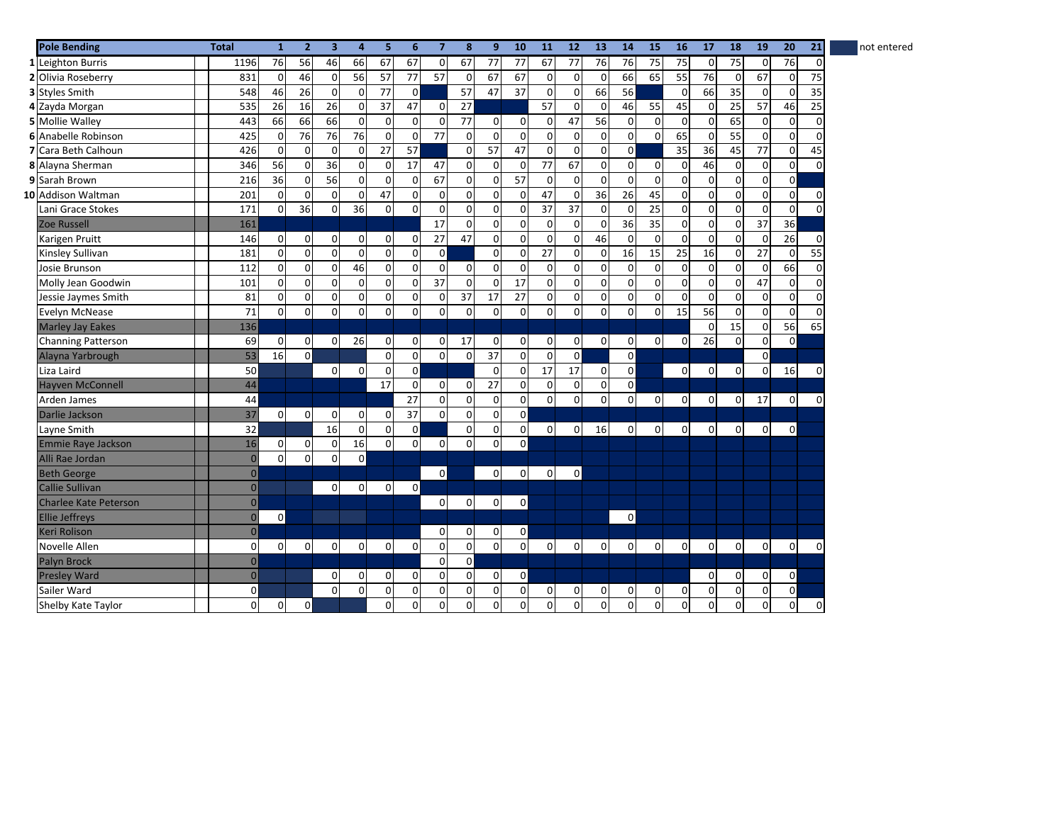| | Pole Bending | Total | 1 | 2 | 3 | 4 | 5 | 6 | 7 | 8 | 9 | 10 | 11 | 12 | 13 | 14 | 15 | 16 | 17 | 18 | 19 | 20 | 21 |
|---|---|---|---|---|---|---|---|---|---|---|---|---|---|---|---|---|---|---|---|---|---|---|---|
| 1 | Leighton Burris | 1196 | 76 | 56 | 46 | 66 | 67 | 67 | 0 | 67 | 77 | 77 | 67 | 77 | 76 | 76 | 75 | 75 | 0 | 75 | 0 | 76 | 0 |
| 2 | Olivia Roseberry | 831 | 0 | 46 | 0 | 56 | 57 | 77 | 57 | 0 | 67 | 67 | 0 | 0 | 0 | 66 | 65 | 55 | 76 | 0 | 67 | 0 | 75 |
| 3 | Styles Smith | 548 | 46 | 26 | 0 | 0 | 77 | 0 | | 57 | 47 | 37 | 0 | 0 | 66 | 56 | | 0 | 66 | 35 | 0 | 0 | 35 |
| 4 | Zayda Morgan | 535 | 26 | 16 | 26 | 0 | 37 | 47 | 0 | 27 | | | 57 | 0 | 0 | 46 | 55 | 45 | 0 | 25 | 57 | 46 | 25 |
| 5 | Mollie Walley | 443 | 66 | 66 | 66 | 0 | 0 | 0 | 0 | 77 | 0 | 0 | 0 | 47 | 56 | 0 | 0 | 0 | 0 | 65 | 0 | 0 | 0 |
| 6 | Anabelle Robinson | 425 | 0 | 76 | 76 | 76 | 0 | 0 | 77 | 0 | 0 | 0 | 0 | 0 | 0 | 0 | 0 | 65 | 0 | 55 | 0 | 0 | 0 |
| 7 | Cara Beth Calhoun | 426 | 0 | 0 | 0 | 0 | 27 | 57 | | 0 | 57 | 47 | 0 | 0 | 0 | 0 | | 35 | 36 | 45 | 77 | 0 | 45 |
| 8 | Alayna Sherman | 346 | 56 | 0 | 36 | 0 | 17 | 47 | 0 | 0 | 0 | 0 | 77 | 67 | 0 | 0 | 0 | 0 | 46 | 0 | 0 | 0 | 0 |
| 9 | Sarah Brown | 216 | 36 | 0 | 56 | 0 | 0 | 0 | 67 | 0 | 0 | 57 | 0 | 0 | 0 | 0 | 0 | 0 | 0 | 0 | 0 | 0 | |
| 10 | Addison Waltman | 201 | 0 | 0 | 0 | 0 | 47 | 0 | 0 | 0 | 0 | 0 | 47 | 0 | 36 | 26 | 45 | 0 | 0 | 0 | 0 | 0 | 0 |
| | Lani Grace Stokes | 171 | 0 | 36 | 0 | 36 | 0 | 0 | 0 | 0 | 0 | 0 | 37 | 37 | 0 | 0 | 25 | 0 | 0 | 0 | 0 | 0 | 0 |
| | Zoe Russell | 161 | | | | | | | 17 | 0 | 0 | 0 | 0 | 0 | 0 | 36 | 35 | 0 | 0 | 0 | 37 | 36 | |
| | Karigen Pruitt | 146 | 0 | 0 | 0 | 0 | 0 | 0 | 27 | 47 | 0 | 0 | 0 | 0 | 46 | 0 | 0 | 0 | 0 | 0 | 0 | 26 | 0 |
| | Kinsley Sullivan | 181 | 0 | 0 | 0 | 0 | 0 | 0 | 0 | | 0 | 0 | 27 | 0 | 0 | 16 | 15 | 25 | 16 | 0 | 27 | 0 | 55 |
| | Josie Brunson | 112 | 0 | 0 | 0 | 46 | 0 | 0 | 0 | 0 | 0 | 0 | 0 | 0 | 0 | 0 | 0 | 0 | 0 | 0 | 0 | 66 | 0 |
| | Molly Jean Goodwin | 101 | 0 | 0 | 0 | 0 | 0 | 0 | 37 | 0 | 0 | 17 | 0 | 0 | 0 | 0 | 0 | 0 | 0 | 0 | 47 | 0 | 0 |
| | Jessie Jaymes Smith | 81 | 0 | 0 | 0 | 0 | 0 | 0 | 0 | 37 | 17 | 27 | 0 | 0 | 0 | 0 | 0 | 0 | 0 | 0 | 0 | 0 | 0 |
| | Evelyn McNease | 71 | 0 | 0 | 0 | 0 | 0 | 0 | 0 | 0 | 0 | 0 | 0 | 0 | 0 | 0 | 0 | 15 | 56 | 0 | 0 | 0 | 0 |
| | Marley Jay Eakes | 136 | | | | | | | | | | | | | | | | | 0 | 15 | 0 | 56 | 65 |
| | Channing Patterson | 69 | 0 | 0 | 0 | 26 | 0 | 0 | 0 | 17 | 0 | 0 | 0 | 0 | 0 | 0 | 0 | 0 | 26 | 0 | 0 | 0 | |
| | Alayna Yarbrough | 53 | 16 | 0 | | | 0 | 0 | 0 | 0 | 37 | 0 | 0 | 0 | | 0 | | | | | 0 | | |
| | Liza Laird | 50 | | | 0 | 0 | 0 | 0 | | | 0 | 0 | 17 | 17 | 0 | 0 | | 0 | 0 | 0 | 0 | 16 | 0 |
| | Hayven McConnell | 44 | | | | | 17 | 0 | 0 | 0 | 27 | 0 | 0 | 0 | 0 | 0 | | | | | | | |
| | Arden James | 44 | | | | | | 27 | 0 | 0 | 0 | 0 | 0 | 0 | 0 | 0 | 0 | 0 | 0 | 0 | 17 | 0 | 0 |
| | Darlie Jackson | 37 | 0 | 0 | 0 | 0 | 0 | 37 | 0 | 0 | 0 | 0 | | | | | | | | | | | |
| | Layne Smith | 32 | | | 16 | 0 | 0 | 0 | | 0 | 0 | 0 | 0 | 0 | 16 | 0 | 0 | 0 | 0 | 0 | 0 | 0 | |
| | Emmie Raye Jackson | 16 | 0 | 0 | 0 | 16 | 0 | 0 | 0 | 0 | 0 | 0 | | | | | | | | | | | |
| | Alli Rae Jordan | 0 | 0 | 0 | 0 | 0 | | | | | | | | | | | | | | | | | |
| | Beth George | 0 | | | | | | | 0 | | 0 | 0 | 0 | 0 | | | | | | | | | |
| | Callie Sullivan | 0 | | | 0 | 0 | 0 | 0 | | | | | | | | | | | | | | | |
| | Charlee Kate Peterson | 0 | | | | | | | 0 | 0 | 0 | 0 | | | | | | | | | | | |
| | Ellie Jeffreys | 0 | 0 | | | | | | | | | | | | | 0 | | | | | | | |
| | Keri Rolison | 0 | | | | | | | 0 | 0 | 0 | 0 | | | | | | | | | | | |
| | Novelle Allen | 0 | 0 | 0 | 0 | 0 | 0 | 0 | 0 | 0 | 0 | 0 | 0 | 0 | 0 | 0 | 0 | 0 | 0 | 0 | 0 | 0 | 0 |
| | Palyn Brock | 0 | | | | | | | 0 | 0 | | | | | | | | | | | | | |
| | Presley Ward | 0 | | | 0 | 0 | 0 | 0 | 0 | 0 | 0 | 0 | | | | | | | 0 | 0 | 0 | 0 | |
| | Sailer Ward | 0 | | | 0 | 0 | 0 | 0 | 0 | 0 | 0 | 0 | 0 | 0 | 0 | 0 | 0 | 0 | 0 | 0 | 0 | 0 | |
| | Shelby Kate Taylor | 0 | 0 | 0 | | | 0 | 0 | 0 | 0 | 0 | 0 | 0 | 0 | 0 | 0 | 0 | 0 | 0 | 0 | 0 | 0 | 0 |

Legend: shaded (blank) cells = not entered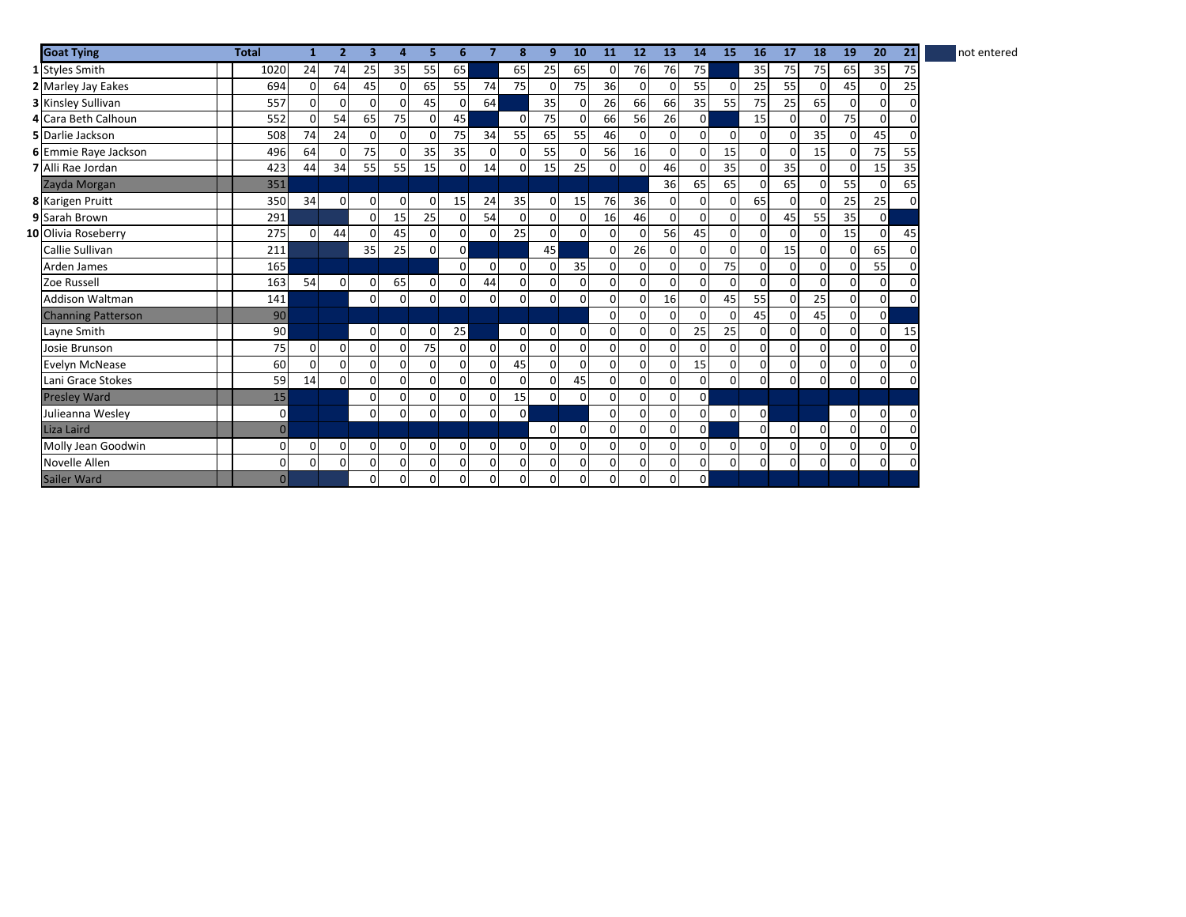| | Goat Tying | Total | 1 | 2 | 3 | 4 | 5 | 6 | 7 | 8 | 9 | 10 | 11 | 12 | 13 | 14 | 15 | 16 | 17 | 18 | 19 | 20 | 21 |
|---|---|---|---|---|---|---|---|---|---|---|---|---|---|---|---|---|---|---|---|---|---|---|---|
| 1 | Styles Smith | 1020 | 24 | 74 | 25 | 35 | 55 | 65 | | 65 | 25 | 65 | 0 | 76 | 76 | 75 | | 35 | 75 | 75 | 65 | 35 | 75 |
| 2 | Marley Jay Eakes | 694 | 0 | 64 | 45 | 0 | 65 | 55 | 74 | 75 | 0 | 75 | 36 | 0 | 0 | 55 | 0 | 25 | 55 | 0 | 45 | 0 | 25 |
| 3 | Kinsley Sullivan | 557 | 0 | 0 | 0 | 0 | 45 | 0 | 64 | | 35 | 0 | 26 | 66 | 66 | 35 | 55 | 75 | 25 | 65 | 0 | 0 | 0 |
| 4 | Cara Beth Calhoun | 552 | 0 | 54 | 65 | 75 | 0 | 45 | | 0 | 75 | 0 | 66 | 56 | 26 | 0 | | 15 | 0 | 0 | 75 | 0 | 0 |
| 5 | Darlie Jackson | 508 | 74 | 24 | 0 | 0 | 0 | 75 | 34 | 55 | 65 | 55 | 46 | 0 | 0 | 0 | 0 | 0 | 0 | 35 | 0 | 45 | 0 |
| 6 | Emmie Raye Jackson | 496 | 64 | 0 | 75 | 0 | 35 | 35 | 0 | 0 | 55 | 0 | 56 | 16 | 0 | 0 | 15 | 0 | 0 | 15 | 0 | 75 | 55 |
| 7 | Alli Rae Jordan | 423 | 44 | 34 | 55 | 55 | 15 | 0 | 14 | 0 | 15 | 25 | 0 | 0 | 46 | 0 | 35 | 0 | 35 | 0 | 0 | 15 | 35 |
| | Zayda Morgan | 351 | | | | | | | | | | | | | 36 | 65 | 65 | 0 | 65 | 0 | 55 | 0 | 65 |
| 8 | Karigen Pruitt | 350 | 34 | 0 | 0 | 0 | 0 | 15 | 24 | 35 | 0 | 15 | 76 | 36 | 0 | 0 | 0 | 65 | 0 | 0 | 25 | 25 | 0 |
| 9 | Sarah Brown | 291 | | | 0 | 15 | 25 | 0 | 54 | 0 | 0 | 0 | 16 | 46 | 0 | 0 | 0 | 0 | 45 | 55 | 35 | 0 | |
| 10 | Olivia Roseberry | 275 | 0 | 44 | 0 | 45 | 0 | 0 | 0 | 25 | 0 | 0 | 0 | 0 | 56 | 45 | 0 | 0 | 0 | 0 | 15 | 0 | 45 |
| | Callie Sullivan | 211 | | | 35 | 25 | 0 | 0 | | | 45 | | 0 | 26 | 0 | 0 | 0 | 0 | 15 | 0 | 0 | 65 | 0 |
| | Arden James | 165 | | | | | | 0 | 0 | 0 | 0 | 35 | 0 | 0 | 0 | 0 | 75 | 0 | 0 | 0 | 0 | 55 | 0 |
| | Zoe Russell | 163 | 54 | 0 | 0 | 65 | 0 | 0 | 44 | 0 | 0 | 0 | 0 | 0 | 0 | 0 | 0 | 0 | 0 | 0 | 0 | 0 | 0 |
| | Addison Waltman | 141 | | | 0 | 0 | 0 | 0 | 0 | 0 | 0 | 0 | 0 | 0 | 16 | 0 | 45 | 55 | 0 | 25 | 0 | 0 | 0 |
| | Channing Patterson | 90 | | | | | | | | | | | 0 | 0 | 0 | 0 | 0 | 45 | 0 | 45 | 0 | 0 | |
| | Layne Smith | 90 | | | 0 | 0 | 0 | 25 | | 0 | 0 | 0 | 0 | 0 | 0 | 25 | 25 | 0 | 0 | 0 | 0 | 0 | 15 |
| | Josie Brunson | 75 | 0 | 0 | 0 | 0 | 75 | 0 | 0 | 0 | 0 | 0 | 0 | 0 | 0 | 0 | 0 | 0 | 0 | 0 | 0 | 0 | 0 |
| | Evelyn McNease | 60 | 0 | 0 | 0 | 0 | 0 | 0 | 0 | 45 | 0 | 0 | 0 | 0 | 0 | 15 | 0 | 0 | 0 | 0 | 0 | 0 | 0 |
| | Lani Grace Stokes | 59 | 14 | 0 | 0 | 0 | 0 | 0 | 0 | 0 | 0 | 45 | 0 | 0 | 0 | 0 | 0 | 0 | 0 | 0 | 0 | 0 | 0 |
| | Presley Ward | 15 | | | 0 | 0 | 0 | 0 | 0 | 15 | 0 | 0 | 0 | 0 | 0 | 0 | | | | | | | |
| | Julieanna Wesley | 0 | | | 0 | 0 | 0 | 0 | 0 | 0 | | | 0 | 0 | 0 | 0 | 0 | 0 | | | 0 | 0 | 0 |
| | Liza Laird | 0 | | | | | | | | | 0 | 0 | 0 | 0 | 0 | 0 | | 0 | 0 | 0 | 0 | 0 | 0 |
| | Molly Jean Goodwin | 0 | 0 | 0 | 0 | 0 | 0 | 0 | 0 | 0 | 0 | 0 | 0 | 0 | 0 | 0 | 0 | 0 | 0 | 0 | 0 | 0 | 0 |
| | Novelle Allen | 0 | 0 | 0 | 0 | 0 | 0 | 0 | 0 | 0 | 0 | 0 | 0 | 0 | 0 | 0 | 0 | 0 | 0 | 0 | 0 | 0 | 0 |
| | Sailer Ward | 0 | | | 0 | 0 | 0 | 0 | 0 | 0 | 0 | 0 | 0 | 0 | 0 | 0 | | | | | | | |

not entered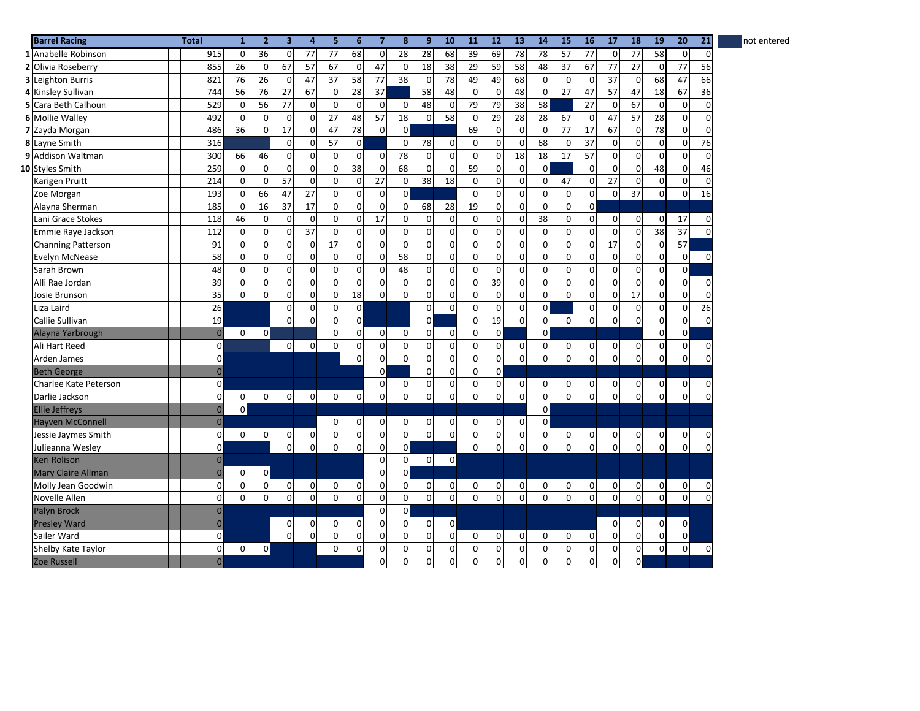| | Barrel Racing | Total | 1 | 2 | 3 | 4 | 5 | 6 | 7 | 8 | 9 | 10 | 11 | 12 | 13 | 14 | 15 | 16 | 17 | 18 | 19 | 20 | 21 |
|---|---|---|---|---|---|---|---|---|---|---|---|---|---|---|---|---|---|---|---|---|---|---|---|
| 1 | Anabelle Robinson | 915 | 0 | 36 | 0 | 77 | 77 | 68 | 0 | 28 | 28 | 68 | 39 | 69 | 78 | 78 | 57 | 77 | 0 | 77 | 58 | 0 | 0 |
| 2 | Olivia Roseberry | 855 | 26 | 0 | 67 | 57 | 67 | 0 | 47 | 0 | 18 | 38 | 29 | 59 | 58 | 48 | 37 | 67 | 77 | 27 | 0 | 77 | 56 |
| 3 | Leighton Burris | 821 | 76 | 26 | 0 | 47 | 37 | 58 | 77 | 38 | 0 | 78 | 49 | 49 | 68 | 0 | 0 | 0 | 37 | 0 | 68 | 47 | 66 |
| 4 | Kinsley Sullivan | 744 | 56 | 76 | 27 | 67 | 0 | 28 | 37 | | 58 | 48 | 0 | 0 | 48 | 0 | 27 | 47 | 57 | 47 | 18 | 67 | 36 |
| 5 | Cara Beth Calhoun | 529 | 0 | 56 | 77 | 0 | 0 | 0 | 0 | 0 | 48 | 0 | 79 | 79 | 38 | 58 | | 27 | 0 | 67 | 0 | 0 | 0 |
| 6 | Mollie Walley | 492 | 0 | 0 | 0 | 0 | 27 | 48 | 57 | 18 | 0 | 58 | 0 | 29 | 28 | 28 | 67 | 0 | 47 | 57 | 28 | 0 | 0 |
| 7 | Zayda Morgan | 486 | 36 | 0 | 17 | 0 | 47 | 78 | 0 | 0 | | | 69 | 0 | 0 | 0 | 77 | 17 | 67 | 0 | 78 | 0 | 0 |
| 8 | Layne Smith | 316 | | | 0 | 0 | 57 | 0 | | 0 | 78 | 0 | 0 | 0 | 0 | 68 | 0 | 37 | 0 | 0 | 0 | 0 | 76 |
| 9 | Addison Waltman | 300 | 66 | 46 | 0 | 0 | 0 | 0 | 0 | 78 | 0 | 0 | 0 | 0 | 18 | 18 | 17 | 57 | 0 | 0 | 0 | 0 | 0 |
| 10 | Styles Smith | 259 | 0 | 0 | 0 | 0 | 0 | 38 | 0 | 68 | 0 | 0 | 59 | 0 | 0 | 0 | | 0 | 0 | 0 | 48 | 0 | 46 |
| | Karigen Pruitt | 214 | 0 | 0 | 57 | 0 | 0 | 0 | 27 | 0 | 38 | 18 | 0 | 0 | 0 | 0 | 47 | 0 | 27 | 0 | 0 | 0 | 0 |
| | Zoe Morgan | 193 | 0 | 66 | 47 | 27 | 0 | 0 | 0 | 0 | | | 0 | 0 | 0 | 0 | 0 | 0 | 0 | 37 | 0 | 0 | 16 |
| | Alayna Sherman | 185 | 0 | 16 | 37 | 17 | 0 | 0 | 0 | 0 | 68 | 28 | 19 | 0 | 0 | 0 | 0 | 0 | | | | | |
| | Lani Grace Stokes | 118 | 46 | 0 | 0 | 0 | 0 | 0 | 17 | 0 | 0 | 0 | 0 | 0 | 0 | 38 | 0 | 0 | 0 | 0 | 0 | 17 | 0 |
| | Emmie Raye Jackson | 112 | 0 | 0 | 0 | 37 | 0 | 0 | 0 | 0 | 0 | 0 | 0 | 0 | 0 | 0 | 0 | 0 | 0 | 0 | 38 | 37 | 0 |
| | Channing Patterson | 91 | 0 | 0 | 0 | 0 | 17 | 0 | 0 | 0 | 0 | 0 | 0 | 0 | 0 | 0 | 0 | 0 | 17 | 0 | 0 | 57 | |
| | Evelyn McNease | 58 | 0 | 0 | 0 | 0 | 0 | 0 | 0 | 58 | 0 | 0 | 0 | 0 | 0 | 0 | 0 | 0 | 0 | 0 | 0 | 0 | 0 |
| | Sarah Brown | 48 | 0 | 0 | 0 | 0 | 0 | 0 | 0 | 48 | 0 | 0 | 0 | 0 | 0 | 0 | 0 | 0 | 0 | 0 | 0 | 0 | |
| | Alli Rae Jordan | 39 | 0 | 0 | 0 | 0 | 0 | 0 | 0 | 0 | 0 | 0 | 0 | 39 | 0 | 0 | 0 | 0 | 0 | 0 | 0 | 0 | 0 |
| | Josie Brunson | 35 | 0 | 0 | 0 | 0 | 0 | 18 | 0 | 0 | 0 | 0 | 0 | 0 | 0 | 0 | 0 | 0 | 0 | 17 | 0 | 0 | 0 |
| | Liza Laird | 26 | | | 0 | 0 | 0 | 0 | | | 0 | 0 | 0 | 0 | 0 | 0 | | 0 | 0 | 0 | 0 | 0 | 26 |
| | Callie Sullivan | 19 | | | 0 | 0 | 0 | 0 | | | 0 | | 0 | 19 | 0 | 0 | 0 | 0 | 0 | 0 | 0 | 0 | 0 |
| | Alayna Yarbrough | 0 | 0 | 0 | | | 0 | 0 | 0 | 0 | 0 | 0 | 0 | 0 | | 0 | | | | | 0 | 0 | |
| | Ali Hart Reed | 0 | | | 0 | 0 | 0 | 0 | 0 | 0 | 0 | 0 | 0 | 0 | 0 | 0 | 0 | 0 | 0 | 0 | 0 | 0 | 0 |
| | Arden James | 0 | | | | | | 0 | 0 | 0 | 0 | 0 | 0 | 0 | 0 | 0 | 0 | 0 | 0 | 0 | 0 | 0 | 0 |
| | Beth George | 0 | | | | | | | 0 | | 0 | 0 | 0 | 0 | | | | | | | | | |
| | Charlee Kate Peterson | 0 | | | | | | | 0 | 0 | 0 | 0 | 0 | 0 | 0 | 0 | 0 | 0 | 0 | 0 | 0 | 0 | 0 |
| | Darlie Jackson | 0 | 0 | 0 | 0 | 0 | 0 | 0 | 0 | 0 | 0 | 0 | 0 | 0 | 0 | 0 | 0 | 0 | 0 | 0 | 0 | 0 | 0 |
| | Ellie Jeffreys | 0 | 0 | | | | | | | | | | | | | 0 | | | | | | | |
| | Hayven McConnell | 0 | | | | | 0 | 0 | 0 | 0 | 0 | 0 | 0 | 0 | 0 | 0 | | | | | | | |
| | Jessie Jaymes Smith | 0 | 0 | 0 | 0 | 0 | 0 | 0 | 0 | 0 | 0 | 0 | 0 | 0 | 0 | 0 | 0 | 0 | 0 | 0 | 0 | 0 | 0 |
| | Julieanna Wesley | 0 | | | 0 | 0 | 0 | 0 | 0 | 0 | | | 0 | 0 | 0 | 0 | 0 | 0 | 0 | 0 | 0 | 0 | 0 |
| | Keri Rolison | 0 | | | | | | | 0 | 0 | 0 | 0 | | | | | | | | | | | |
| | Mary Claire Allman | 0 | 0 | 0 | | | | | 0 | 0 | | | | | | | | | | | | | |
| | Molly Jean Goodwin | 0 | 0 | 0 | 0 | 0 | 0 | 0 | 0 | 0 | 0 | 0 | 0 | 0 | 0 | 0 | 0 | 0 | 0 | 0 | 0 | 0 | 0 |
| | Novelle Allen | 0 | 0 | 0 | 0 | 0 | 0 | 0 | 0 | 0 | 0 | 0 | 0 | 0 | 0 | 0 | 0 | 0 | 0 | 0 | 0 | 0 | 0 |
| | Palyn Brock | 0 | | | | | | | 0 | 0 | | | | | | | | | | | | | |
| | Presley Ward | 0 | | | 0 | 0 | 0 | 0 | 0 | 0 | 0 | 0 | | | | | | | 0 | 0 | 0 | 0 | |
| | Sailer Ward | 0 | | | 0 | 0 | 0 | 0 | 0 | 0 | 0 | 0 | 0 | 0 | 0 | 0 | 0 | 0 | 0 | 0 | 0 | 0 | |
| | Shelby Kate Taylor | 0 | 0 | 0 | | | 0 | 0 | 0 | 0 | 0 | 0 | 0 | 0 | 0 | 0 | 0 | 0 | 0 | 0 | 0 | 0 | 0 |
| | Zoe Russell | 0 | | | | | | | 0 | 0 | 0 | 0 | 0 | 0 | 0 | 0 | 0 | 0 | 0 | 0 | | | |

Shaded (empty) cells = not entered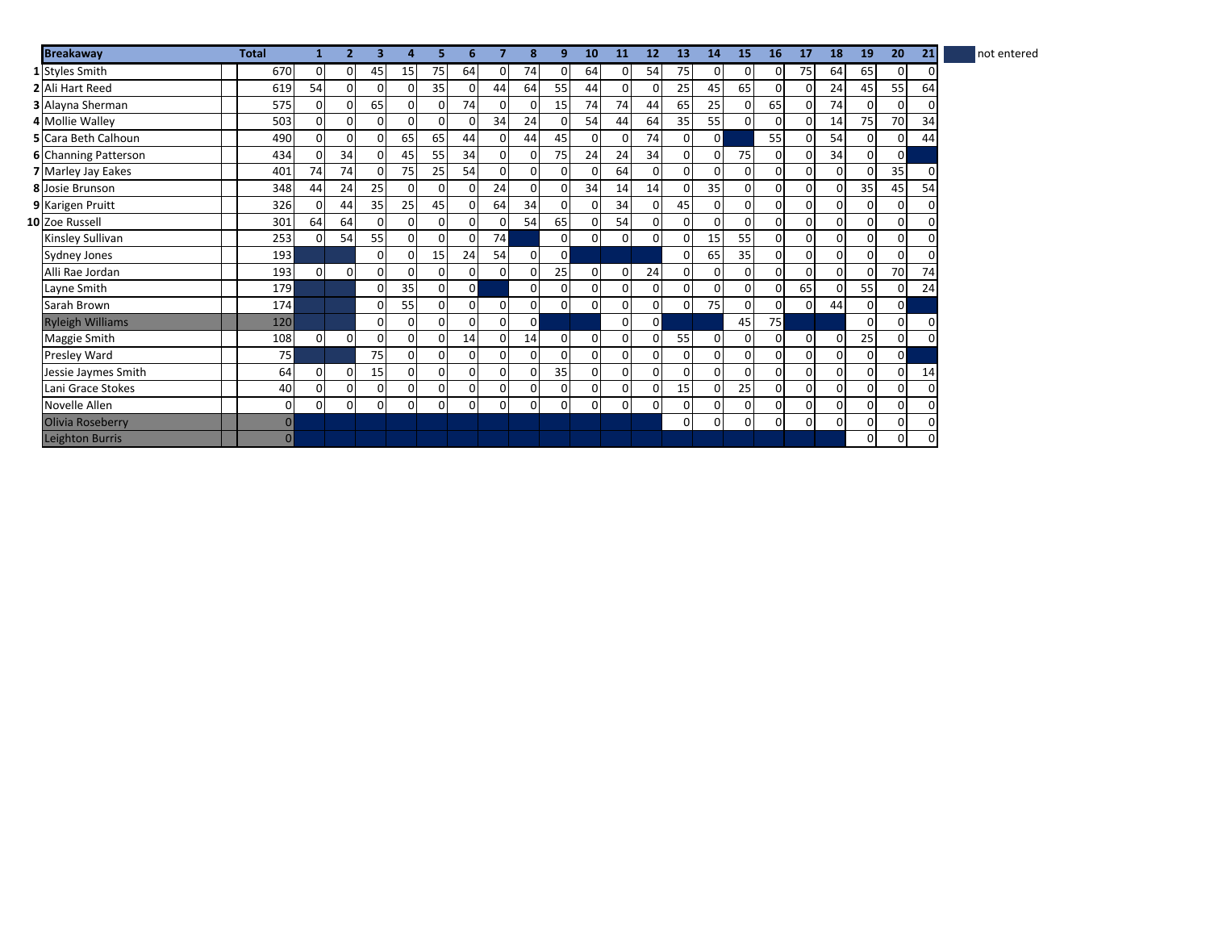| | Breakaway | Total | 1 | 2 | 3 | 4 | 5 | 6 | 7 | 8 | 9 | 10 | 11 | 12 | 13 | 14 | 15 | 16 | 17 | 18 | 19 | 20 | 21 |
|---|---|---|---|---|---|---|---|---|---|---|---|---|---|---|---|---|---|---|---|---|---|---|---|
| 1 | Styles Smith | 670 | 0 | 0 | 45 | 15 | 75 | 64 | 0 | 74 | 0 | 64 | 0 | 54 | 75 | 0 | 0 | 0 | 75 | 64 | 65 | 0 | 0 |
| 2 | Ali Hart Reed | 619 | 54 | 0 | 0 | 0 | 35 | 0 | 44 | 64 | 55 | 44 | 0 | 0 | 25 | 45 | 65 | 0 | 0 | 24 | 45 | 55 | 64 |
| 3 | Alayna Sherman | 575 | 0 | 0 | 65 | 0 | 0 | 74 | 0 | 0 | 15 | 74 | 74 | 44 | 65 | 25 | 0 | 65 | 0 | 74 | 0 | 0 | 0 |
| 4 | Mollie Walley | 503 | 0 | 0 | 0 | 0 | 0 | 0 | 34 | 24 | 0 | 54 | 44 | 64 | 35 | 55 | 0 | 0 | 0 | 14 | 75 | 70 | 34 |
| 5 | Cara Beth Calhoun | 490 | 0 | 0 | 0 | 65 | 65 | 44 | 0 | 44 | 45 | 0 | 0 | 74 | 0 | 0 | | 55 | 0 | 54 | 0 | 0 | 44 |
| 6 | Channing Patterson | 434 | 0 | 34 | 0 | 45 | 55 | 34 | 0 | 0 | 75 | 24 | 24 | 34 | 0 | 0 | 75 | 0 | 0 | 34 | 0 | 0 | |
| 7 | Marley Jay Eakes | 401 | 74 | 74 | 0 | 75 | 25 | 54 | 0 | 0 | 0 | 0 | 64 | 0 | 0 | 0 | 0 | 0 | 0 | 0 | 0 | 35 | 0 |
| 8 | Josie Brunson | 348 | 44 | 24 | 25 | 0 | 0 | 0 | 24 | 0 | 0 | 34 | 14 | 14 | 0 | 35 | 0 | 0 | 0 | 0 | 35 | 45 | 54 |
| 9 | Karigen Pruitt | 326 | 0 | 44 | 35 | 25 | 45 | 0 | 64 | 34 | 0 | 0 | 34 | 0 | 45 | 0 | 0 | 0 | 0 | 0 | 0 | 0 | 0 |
| 10 | Zoe Russell | 301 | 64 | 64 | 0 | 0 | 0 | 0 | 0 | 54 | 65 | 0 | 54 | 0 | 0 | 0 | 0 | 0 | 0 | 0 | 0 | 0 | 0 |
| | Kinsley Sullivan | 253 | 0 | 54 | 55 | 0 | 0 | 0 | 74 | | 0 | 0 | 0 | 0 | 0 | 15 | 55 | 0 | 0 | 0 | 0 | 0 | 0 |
| | Sydney Jones | 193 | | | 0 | 0 | 15 | 24 | 54 | 0 | 0 | | | | 0 | 65 | 35 | 0 | 0 | 0 | 0 | 0 | 0 |
| | Alli Rae Jordan | 193 | 0 | 0 | 0 | 0 | 0 | 0 | 0 | 0 | 25 | 0 | 0 | 24 | 0 | 0 | 0 | 0 | 0 | 0 | 0 | 70 | 74 |
| | Layne Smith | 179 | | | 0 | 35 | 0 | 0 | | 0 | 0 | 0 | 0 | 0 | 0 | 0 | 0 | 0 | 65 | 0 | 55 | 0 | 24 |
| | Sarah Brown | 174 | | | 0 | 55 | 0 | 0 | 0 | 0 | 0 | 0 | 0 | 0 | 0 | 75 | 0 | 0 | 0 | 44 | 0 | 0 | |
| | Ryleigh Williams | 120 | | | 0 | 0 | 0 | 0 | 0 | 0 | | | 0 | 0 | | | 45 | 75 | | | 0 | 0 | 0 |
| | Maggie Smith | 108 | 0 | 0 | 0 | 0 | 0 | 14 | 0 | 14 | 0 | 0 | 0 | 0 | 55 | 0 | 0 | 0 | 0 | 0 | 25 | 0 | 0 |
| | Presley Ward | 75 | | | 75 | 0 | 0 | 0 | 0 | 0 | 0 | 0 | 0 | 0 | 0 | 0 | 0 | 0 | 0 | 0 | 0 | 0 | |
| | Jessie Jaymes Smith | 64 | 0 | 0 | 15 | 0 | 0 | 0 | 0 | 0 | 35 | 0 | 0 | 0 | 0 | 0 | 0 | 0 | 0 | 0 | 0 | 0 | 14 |
| | Lani Grace Stokes | 40 | 0 | 0 | 0 | 0 | 0 | 0 | 0 | 0 | 0 | 0 | 0 | 0 | 15 | 0 | 25 | 0 | 0 | 0 | 0 | 0 | 0 |
| | Novelle Allen | 0 | 0 | 0 | 0 | 0 | 0 | 0 | 0 | 0 | 0 | 0 | 0 | 0 | 0 | 0 | 0 | 0 | 0 | 0 | 0 | 0 | 0 |
| | Olivia Roseberry | 0 | | | | | | | | | | | | | 0 | 0 | 0 | 0 | 0 | 0 | 0 | 0 | 0 |
| | Leighton Burris | 0 | | | | | | | | | | | | | | | | | | | 0 | 0 | 0 |

Legend: (shaded cell) = not entered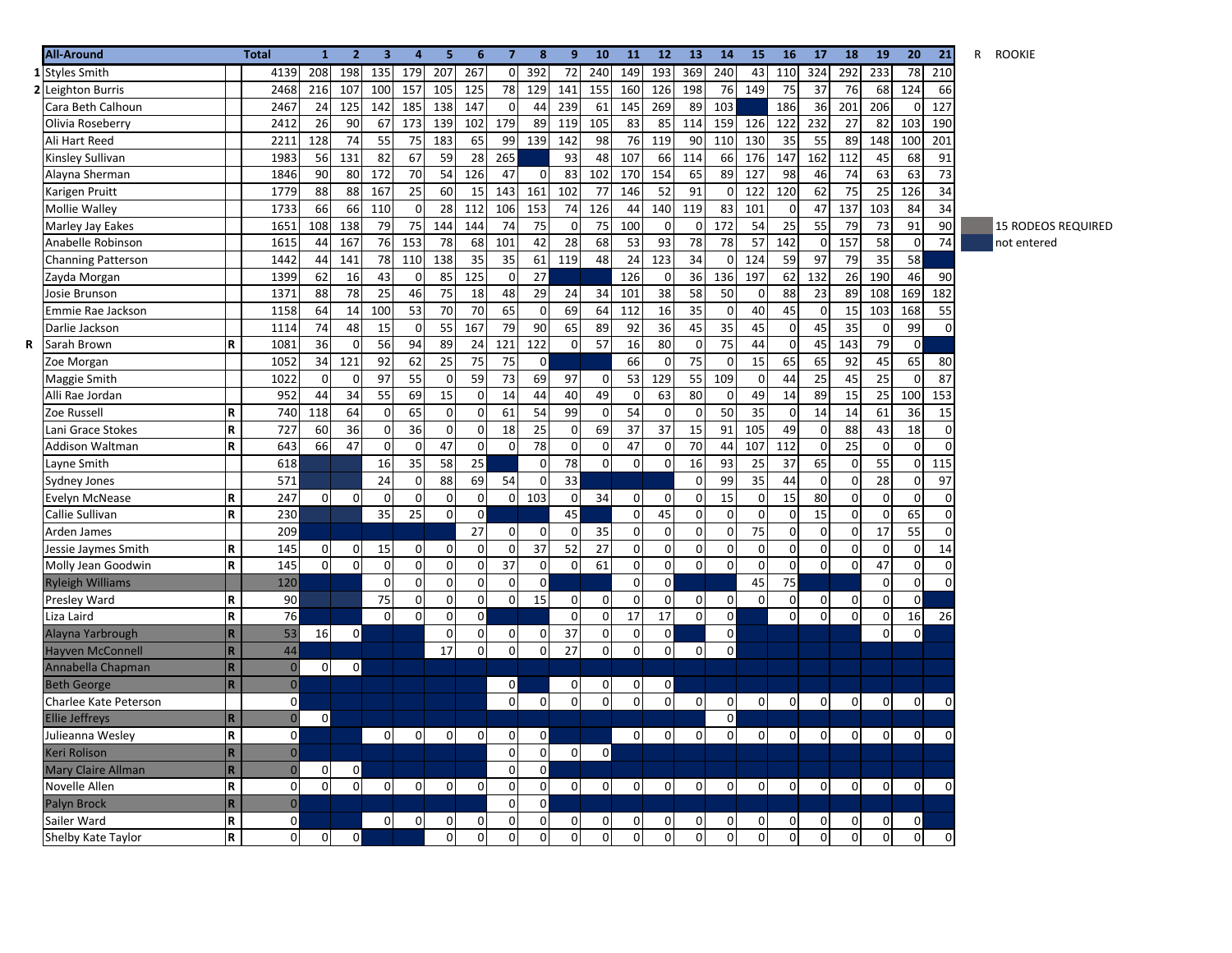| | All-Around | | Total | 1 | 2 | 3 | 4 | 5 | 6 | 7 | 8 | 9 | 10 | 11 | 12 | 13 | 14 | 15 | 16 | 17 | 18 | 19 | 20 | 21 |
|---|---|---|---|---|---|---|---|---|---|---|---|---|---|---|---|---|---|---|---|---|---|---|---|---|
| 1 | Styles Smith | | 4139 | 208 | 198 | 135 | 179 | 207 | 267 | 0 | 392 | 72 | 240 | 149 | 193 | 369 | 240 | 43 | 110 | 324 | 292 | 233 | 78 | 210 |
| 2 | Leighton Burris | | 2468 | 216 | 107 | 100 | 157 | 105 | 125 | 78 | 129 | 141 | 155 | 160 | 126 | 198 | 76 | 149 | 75 | 37 | 76 | 68 | 124 | 66 |
| | Cara Beth Calhoun | | 2467 | 24 | 125 | 142 | 185 | 138 | 147 | 0 | 44 | 239 | 61 | 145 | 269 | 89 | 103 | | 186 | 36 | 201 | 206 | 0 | 127 |
| | Olivia Roseberry | | 2412 | 26 | 90 | 67 | 173 | 139 | 102 | 179 | 89 | 119 | 105 | 83 | 85 | 114 | 159 | 126 | 122 | 232 | 27 | 82 | 103 | 190 |
| | Ali Hart Reed | | 2211 | 128 | 74 | 55 | 75 | 183 | 65 | 99 | 139 | 142 | 98 | 76 | 119 | 90 | 110 | 130 | 35 | 55 | 89 | 148 | 100 | 201 |
| | Kinsley Sullivan | | 1983 | 56 | 131 | 82 | 67 | 59 | 28 | 265 | | 93 | 48 | 107 | 66 | 114 | 66 | 176 | 147 | 162 | 112 | 45 | 68 | 91 |
| | Alayna Sherman | | 1846 | 90 | 80 | 172 | 70 | 54 | 126 | 47 | 0 | 83 | 102 | 170 | 154 | 65 | 89 | 127 | 98 | 46 | 74 | 63 | 63 | 73 |
| | Karigen Pruitt | | 1779 | 88 | 88 | 167 | 25 | 60 | 15 | 143 | 161 | 102 | 77 | 146 | 52 | 91 | 0 | 122 | 120 | 62 | 75 | 25 | 126 | 34 |
| | Mollie Walley | | 1733 | 66 | 66 | 110 | 0 | 28 | 112 | 106 | 153 | 74 | 126 | 44 | 140 | 119 | 83 | 101 | 0 | 47 | 137 | 103 | 84 | 34 |
| | Marley Jay Eakes | | 1651 | 108 | 138 | 79 | 75 | 144 | 144 | 74 | 75 | 0 | 75 | 100 | 0 | 0 | 172 | 54 | 25 | 55 | 79 | 73 | 91 | 90 |
| | Anabelle Robinson | | 1615 | 44 | 167 | 76 | 153 | 78 | 68 | 101 | 42 | 28 | 68 | 53 | 93 | 78 | 78 | 57 | 142 | 0 | 157 | 58 | 0 | 74 |
| | Channing Patterson | | 1442 | 44 | 141 | 78 | 110 | 138 | 35 | 35 | 61 | 119 | 48 | 24 | 123 | 34 | 0 | 124 | 59 | 97 | 79 | 35 | 58 | |
| | Zayda Morgan | | 1399 | 62 | 16 | 43 | 0 | 85 | 125 | 0 | 27 | | | 126 | 0 | 36 | 136 | 197 | 62 | 132 | 26 | 190 | 46 | 90 |
| | Josie Brunson | | 1371 | 88 | 78 | 25 | 46 | 75 | 18 | 48 | 29 | 24 | 34 | 101 | 38 | 58 | 50 | 0 | 88 | 23 | 89 | 108 | 169 | 182 |
| | Emmie Rae Jackson | | 1158 | 64 | 14 | 100 | 53 | 70 | 70 | 65 | 0 | 69 | 64 | 112 | 16 | 35 | 0 | 40 | 45 | 0 | 15 | 103 | 168 | 55 |
| | Darlie Jackson | | 1114 | 74 | 48 | 15 | 0 | 55 | 167 | 79 | 90 | 65 | 89 | 92 | 36 | 45 | 35 | 45 | 0 | 45 | 35 | 0 | 99 | 0 |
| R | Sarah Brown | R | 1081 | 36 | 0 | 56 | 94 | 89 | 24 | 121 | 122 | 0 | 57 | 16 | 80 | 0 | 75 | 44 | 0 | 45 | 143 | 79 | 0 | |
| | Zoe Morgan | | 1052 | 34 | 121 | 92 | 62 | 25 | 75 | 75 | 0 | | | 66 | 0 | 75 | 0 | 15 | 65 | 65 | 92 | 45 | 65 | 80 |
| | Maggie Smith | | 1022 | 0 | 0 | 97 | 55 | 0 | 59 | 73 | 69 | 97 | 0 | 53 | 129 | 55 | 109 | 0 | 44 | 25 | 45 | 25 | 0 | 87 |
| | Alli Rae Jordan | | 952 | 44 | 34 | 55 | 69 | 15 | 0 | 14 | 44 | 40 | 49 | 0 | 63 | 80 | 0 | 49 | 14 | 89 | 15 | 25 | 100 | 153 |
| | Zoe Russell | R | 740 | 118 | 64 | 0 | 65 | 0 | 0 | 61 | 54 | 99 | 0 | 54 | 0 | 0 | 50 | 35 | 0 | 14 | 14 | 61 | 36 | 15 |
| | Lani Grace Stokes | R | 727 | 60 | 36 | 0 | 36 | 0 | 0 | 18 | 25 | 0 | 69 | 37 | 37 | 15 | 91 | 105 | 49 | 0 | 88 | 43 | 18 | 0 |
| | Addison Waltman | R | 643 | 66 | 47 | 0 | 0 | 47 | 0 | 0 | 78 | 0 | 0 | 47 | 0 | 70 | 44 | 107 | 112 | 0 | 25 | 0 | 0 | 0 |
| | Layne Smith | | 618 | | | 16 | 35 | 58 | 25 | | 0 | 78 | 0 | 0 | 0 | 16 | 93 | 25 | 37 | 65 | 0 | 55 | 0 | 115 |
| | Sydney Jones | | 571 | | | 24 | 0 | 88 | 69 | 54 | 0 | 33 | | | | 0 | 99 | 35 | 44 | 0 | 0 | 28 | 0 | 97 |
| | Evelyn McNease | R | 247 | 0 | 0 | 0 | 0 | 0 | 0 | 0 | 103 | 0 | 34 | 0 | 0 | 0 | 15 | 0 | 15 | 80 | 0 | 0 | 0 | 0 |
| | Callie Sullivan | R | 230 | | | 35 | 25 | 0 | 0 | | | 45 | | 0 | 45 | 0 | 0 | 0 | 0 | 15 | 0 | 0 | 65 | 0 |
| | Arden James | | 209 | | | | | | 27 | 0 | 0 | 0 | 35 | 0 | 0 | 0 | 0 | 75 | 0 | 0 | 0 | 17 | 55 | 0 |
| | Jessie Jaymes Smith | R | 145 | 0 | 0 | 15 | 0 | 0 | 0 | 0 | 37 | 52 | 27 | 0 | 0 | 0 | 0 | 0 | 0 | 0 | 0 | 0 | 0 | 14 |
| | Molly Jean Goodwin | R | 145 | 0 | 0 | 0 | 0 | 0 | 0 | 37 | 0 | 0 | 61 | 0 | 0 | 0 | 0 | 0 | 0 | 0 | 0 | 47 | 0 | 0 |
| | Ryleigh Williams | | 120 | | | 0 | 0 | 0 | 0 | 0 | 0 | | | 0 | 0 | | | 45 | 75 | | | 0 | 0 | 0 |
| | Presley Ward | R | 90 | | | 75 | 0 | 0 | 0 | 0 | 15 | 0 | 0 | 0 | 0 | 0 | 0 | 0 | 0 | 0 | 0 | 0 | 0 | |
| | Liza Laird | R | 76 | | | 0 | 0 | 0 | 0 | | | 0 | 0 | 17 | 17 | 0 | 0 | | 0 | 0 | 0 | 0 | 16 | 26 |
| | Alayna Yarbrough | R | 53 | 16 | 0 | | | 0 | 0 | 0 | 0 | 37 | 0 | 0 | 0 | | 0 | | | | | 0 | 0 | |
| | Hayven McConnell | R | 44 | | | | | 17 | 0 | 0 | 0 | 27 | 0 | 0 | 0 | 0 | 0 | | | | | | | |
| | Annabella Chapman | R | 0 | 0 | 0 | | | | | | | | | | | | | | | | | | | |
| | Beth George | R | 0 | | | | | | | 0 | | 0 | 0 | 0 | 0 | | | | | | | | | |
| | Charlee Kate Peterson | | 0 | | | | | | | 0 | 0 | 0 | 0 | 0 | 0 | 0 | 0 | 0 | 0 | 0 | 0 | 0 | 0 | 0 |
| | Ellie Jeffreys | R | 0 | 0 | | | | | | | | | | | | | 0 | | | | | | | |
| | Julieanna Wesley | R | 0 | | | 0 | 0 | 0 | 0 | 0 | 0 | | | 0 | 0 | 0 | 0 | 0 | 0 | 0 | 0 | 0 | 0 | 0 |
| | Keri Rolison | R | 0 | | | | | | | 0 | 0 | 0 | 0 | | | | | | | | | | | |
| | Mary Claire Allman | R | 0 | 0 | 0 | | | | | 0 | 0 | | | | | | | | | | | | | |
| | Novelle Allen | R | 0 | 0 | 0 | 0 | 0 | 0 | 0 | 0 | 0 | 0 | 0 | 0 | 0 | 0 | 0 | 0 | 0 | 0 | 0 | 0 | 0 | 0 |
| | Palyn Brock | R | 0 | | | | | | | 0 | 0 | | | | | | | | | | | | | |
| | Sailer Ward | R | 0 | | | 0 | 0 | 0 | 0 | 0 | 0 | 0 | 0 | 0 | 0 | 0 | 0 | 0 | 0 | 0 | 0 | 0 | 0 | |
| | Shelby Kate Taylor | R | 0 | 0 | 0 | | | 0 | 0 | 0 | 0 | 0 | 0 | 0 | 0 | 0 | 0 | 0 | 0 | 0 | 0 | 0 | 0 | 0 |

R ROOKIE

15 RODEOS REQUIRED

not entered